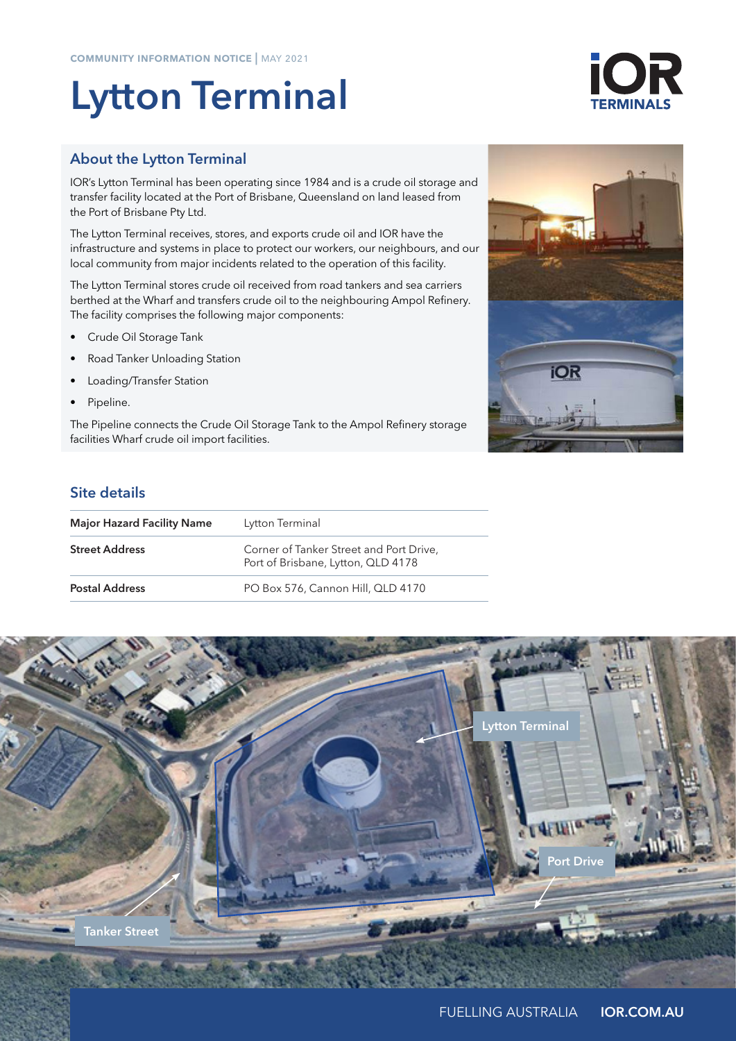COMMUNITY INFORMATION NOTICE | MAY 2021

# Lytton Terminal

## About the Lytton Terminal

IOR's Lytton Terminal has been operating since 1984 and is a crude oil storage and transfer facility located at the Port of Brisbane, Queensland on land leased from the Port of Brisbane Pty Ltd.

The Lytton Terminal receives, stores, and exports crude oil and IOR have the infrastructure and systems in place to protect our workers, our neighbours, and our local community from major incidents related to the operation of this facility.

The Lytton Terminal stores crude oil received from road tankers and sea carriers berthed at the Wharf and transfers crude oil to the neighbouring Ampol Refinery. The facility comprises the following major components:

- Crude Oil Storage Tank
- Road Tanker Unloading Station
- Loading/Transfer Station
- Pipeline.

The Pipeline connects the Crude Oil Storage Tank to the Ampol Refinery storage facilities Wharf crude oil import facilities.

## Site details

| Major Hazard Facility Name | Lytton Terminal |
|---|---|
| **Street Address** | Corner of Tanker Street and Port Drive, Port of Brisbane, Lytton, QLD 4178 |
| **Postal Address** | PO Box 576, Cannon Hill, QLD 4170 |

FUELLING AUSTRALIA **IOR.COM.AU**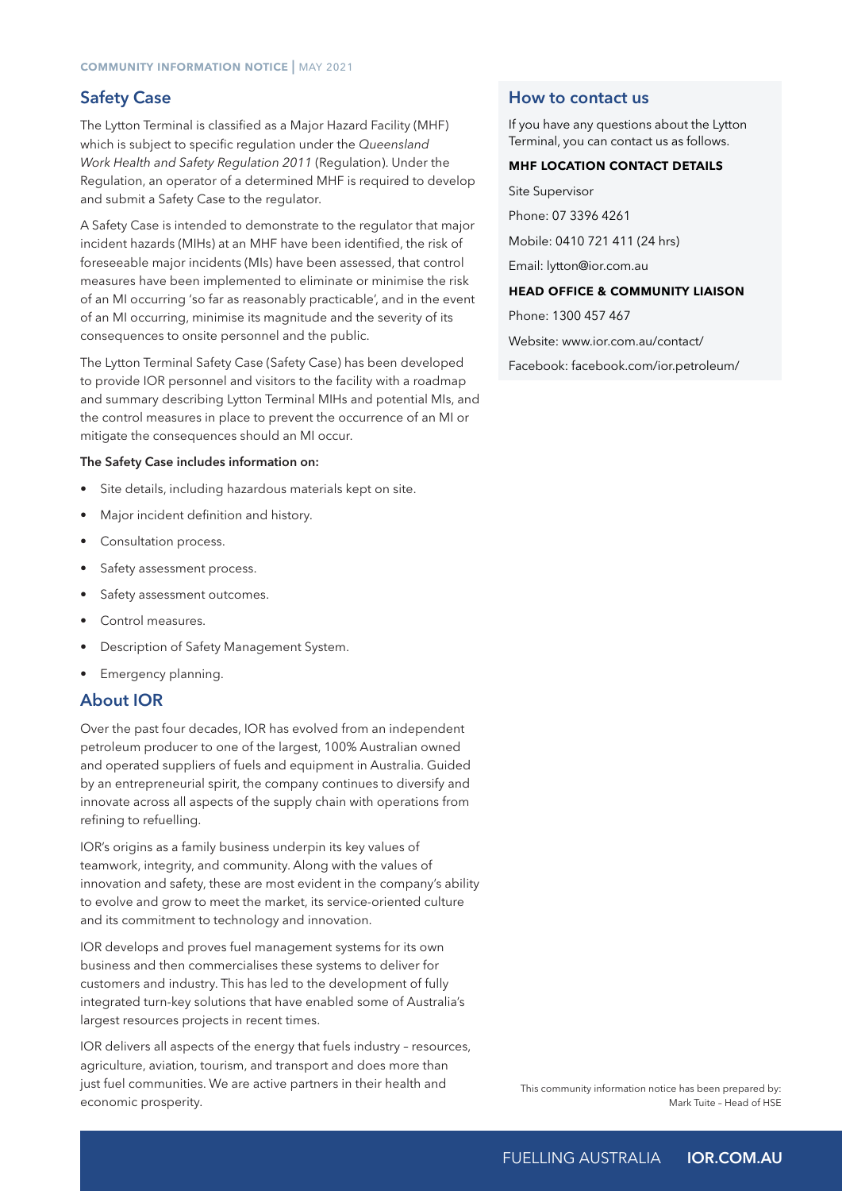## Safety Case

The Lytton Terminal is classified as a Major Hazard Facility (MHF) which is subject to specific regulation under the *Queensland Work Health and Safety Regulation 2011* (Regulation). Under the Regulation, an operator of a determined MHF is required to develop and submit a Safety Case to the regulator.

A Safety Case is intended to demonstrate to the regulator that major incident hazards (MIHs) at an MHF have been identified, the risk of foreseeable major incidents (MIs) have been assessed, that control measures have been implemented to eliminate or minimise the risk of an MI occurring 'so far as reasonably practicable', and in the event of an MI occurring, minimise its magnitude and the severity of its consequences to onsite personnel and the public.

The Lytton Terminal Safety Case (Safety Case) has been developed to provide IOR personnel and visitors to the facility with a roadmap and summary describing Lytton Terminal MIHs and potential MIs, and the control measures in place to prevent the occurrence of an MI or mitigate the consequences should an MI occur.

**The Safety Case includes information on:**

- Site details, including hazardous materials kept on site.
- Major incident definition and history.
- Consultation process.
- Safety assessment process.
- Safety assessment outcomes.
- Control measures.
- Description of Safety Management System.
- Emergency planning.

## About IOR

Over the past four decades, IOR has evolved from an independent petroleum producer to one of the largest, 100% Australian owned and operated suppliers of fuels and equipment in Australia. Guided by an entrepreneurial spirit, the company continues to diversify and innovate across all aspects of the supply chain with operations from refining to refuelling.

IOR's origins as a family business underpin its key values of teamwork, integrity, and community. Along with the values of innovation and safety, these are most evident in the company's ability to evolve and grow to meet the market, its service-oriented culture and its commitment to technology and innovation.

IOR develops and proves fuel management systems for its own business and then commercialises these systems to deliver for customers and industry. This has led to the development of fully integrated turn-key solutions that have enabled some of Australia's largest resources projects in recent times.

IOR delivers all aspects of the energy that fuels industry – resources, agriculture, aviation, tourism, and transport and does more than just fuel communities. We are active partners in their health and economic prosperity.

## How to contact us

If you have any questions about the Lytton Terminal, you can contact us as follows.

**MHF LOCATION CONTACT DETAILS**

Site Supervisor

Phone: 07 3396 4261

Mobile: 0410 721 411 (24 hrs)

Email: lytton@ior.com.au

**HEAD OFFICE & COMMUNITY LIAISON**

Phone: 1300 457 467

Website: www.ior.com.au/contact/

Facebook: facebook.com/ior.petroleum/

This community information notice has been prepared by:
Mark Tuite – Head of HSE

FUELLING AUSTRALIA **IOR.COM.AU**